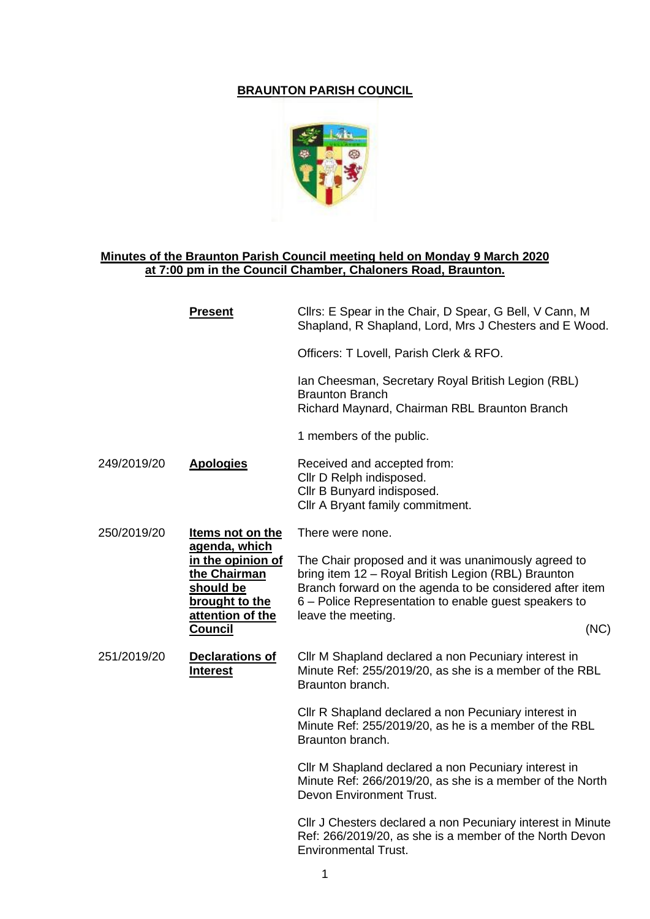# BRAUNTON PARISH COUNCIL

**Minutes of the Braunton Parish Council meeting held on Monday 9 March 2020 at 7:00 pm in the Council Chamber, Chaloners Road, Braunton.**

| | | |
|---|---|---|
| | **Present** | Cllrs: E Spear in the Chair, D Spear, G Bell, V Cann, M Shapland, R Shapland, Lord, Mrs J Chesters and E Wood. |
| | | Officers: T Lovell, Parish Clerk & RFO. |
| | | Ian Cheesman, Secretary Royal British Legion (RBL) Braunton Branch<br>Richard Maynard, Chairman RBL Braunton Branch |
| | | 1 members of the public. |
| 249/2019/20 | **Apologies** | Received and accepted from:<br>Cllr D Relph indisposed.<br>Cllr B Bunyard indisposed.<br>Cllr A Bryant family commitment. |
| 250/2019/20 | **Items not on the agenda, which in the opinion of the Chairman should be brought to the attention of the Council** | There were none.<br><br>The Chair proposed and it was unanimously agreed to bring item 12 – Royal British Legion (RBL) Braunton Branch forward on the agenda to be considered after item 6 – Police Representation to enable guest speakers to leave the meeting.<br>(NC) |
| 251/2019/20 | **Declarations of Interest** | Cllr M Shapland declared a non Pecuniary interest in Minute Ref: 255/2019/20, as she is a member of the RBL Braunton branch.<br><br>Cllr R Shapland declared a non Pecuniary interest in Minute Ref: 255/2019/20, as he is a member of the RBL Braunton branch.<br><br>Cllr M Shapland declared a non Pecuniary interest in Minute Ref: 266/2019/20, as she is a member of the North Devon Environment Trust.<br><br>Cllr J Chesters declared a non Pecuniary interest in Minute Ref: 266/2019/20, as she is a member of the North Devon Environmental Trust. |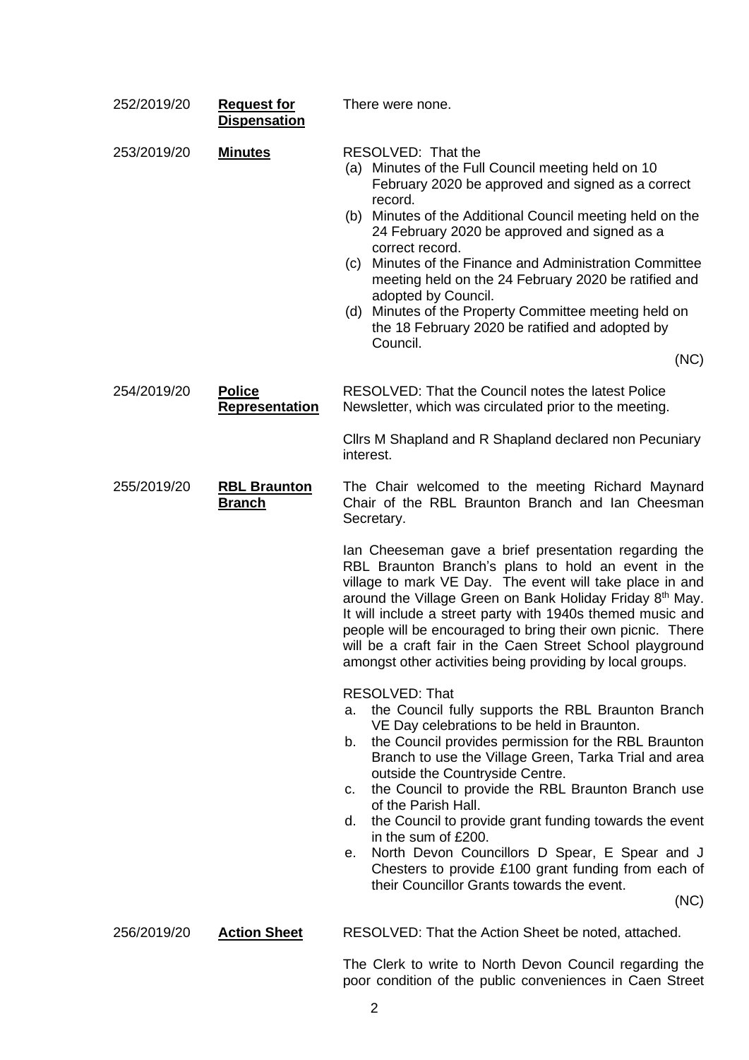| | | |
|---|---|---|
| 252/2019/20 | **Request for Dispensation** | There were none. |
| 253/2019/20 | **Minutes** | RESOLVED: That the<br>(a) Minutes of the Full Council meeting held on 10 February 2020 be approved and signed as a correct record.<br>(b) Minutes of the Additional Council meeting held on the 24 February 2020 be approved and signed as a correct record.<br>(c) Minutes of the Finance and Administration Committee meeting held on the 24 February 2020 be ratified and adopted by Council.<br>(d) Minutes of the Property Committee meeting held on the 18 February 2020 be ratified and adopted by Council.<br>(NC) |
| 254/2019/20 | **Police Representation** | RESOLVED: That the Council notes the latest Police Newsletter, which was circulated prior to the meeting.<br><br>Cllrs M Shapland and R Shapland declared non Pecuniary interest. |
| 255/2019/20 | **RBL Braunton Branch** | The Chair welcomed to the meeting Richard Maynard Chair of the RBL Braunton Branch and Ian Cheesman Secretary.<br><br>Ian Cheeseman gave a brief presentation regarding the RBL Braunton Branch's plans to hold an event in the village to mark VE Day. The event will take place in and around the Village Green on Bank Holiday Friday 8th May. It will include a street party with 1940s themed music and people will be encouraged to bring their own picnic. There will be a craft fair in the Caen Street School playground amongst other activities being providing by local groups.<br><br>RESOLVED: That<br>a. the Council fully supports the RBL Braunton Branch VE Day celebrations to be held in Braunton.<br>b. the Council provides permission for the RBL Braunton Branch to use the Village Green, Tarka Trial and area outside the Countryside Centre.<br>c. the Council to provide the RBL Braunton Branch use of the Parish Hall.<br>d. the Council to provide grant funding towards the event in the sum of £200.<br>e. North Devon Councillors D Spear, E Spear and J Chesters to provide £100 grant funding from each of their Councillor Grants towards the event.<br>(NC) |
| 256/2019/20 | **Action Sheet** | RESOLVED: That the Action Sheet be noted, attached.<br><br>The Clerk to write to North Devon Council regarding the poor condition of the public conveniences in Caen Street |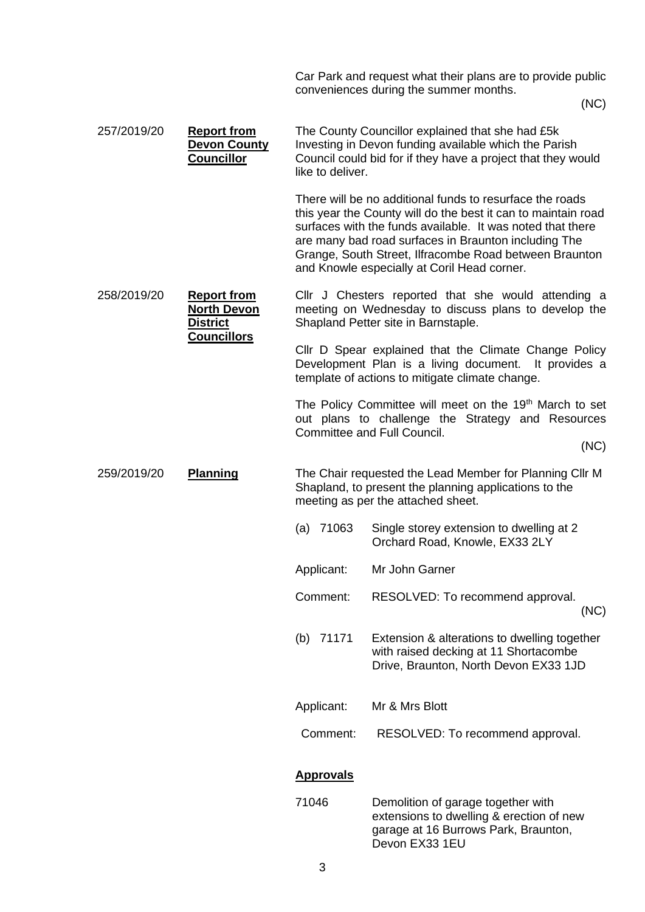Car Park and request what their plans are to provide public conveniences during the summer months.

(NC)

| | | |
|---|---|---|
| 257/2019/20 | **Report from Devon County Councillor** | The County Councillor explained that she had £5k Investing in Devon funding available which the Parish Council could bid for if they have a project that they would like to deliver.<br><br>There will be no additional funds to resurface the roads this year the County will do the best it can to maintain road surfaces with the funds available. It was noted that there are many bad road surfaces in Braunton including The Grange, South Street, Ilfracombe Road between Braunton and Knowle especially at Coril Head corner. |
| 258/2019/20 | **Report from North Devon District Councillors** | Cllr J Chesters reported that she would attending a meeting on Wednesday to discuss plans to develop the Shapland Petter site in Barnstaple.<br><br>Cllr D Spear explained that the Climate Change Policy Development Plan is a living document. It provides a template of actions to mitigate climate change.<br><br>The Policy Committee will meet on the 19th March to set out plans to challenge the Strategy and Resources Committee and Full Council.<br><br>(NC) |
| 259/2019/20 | **Planning** | The Chair requested the Lead Member for Planning Cllr M Shapland, to present the planning applications to the meeting as per the attached sheet. |

(a) 71063 — Single storey extension to dwelling at 2 Orchard Road, Knowle, EX33 2LY

Applicant: Mr John Garner

Comment: RESOLVED: To recommend approval.

(NC)

(b) 71171 — Extension & alterations to dwelling together with raised decking at 11 Shortacombe Drive, Braunton, North Devon EX33 1JD

Applicant: Mr & Mrs Blott

Comment: RESOLVED: To recommend approval.

**Approvals**

71046 — Demolition of garage together with extensions to dwelling & erection of new garage at 16 Burrows Park, Braunton, Devon EX33 1EU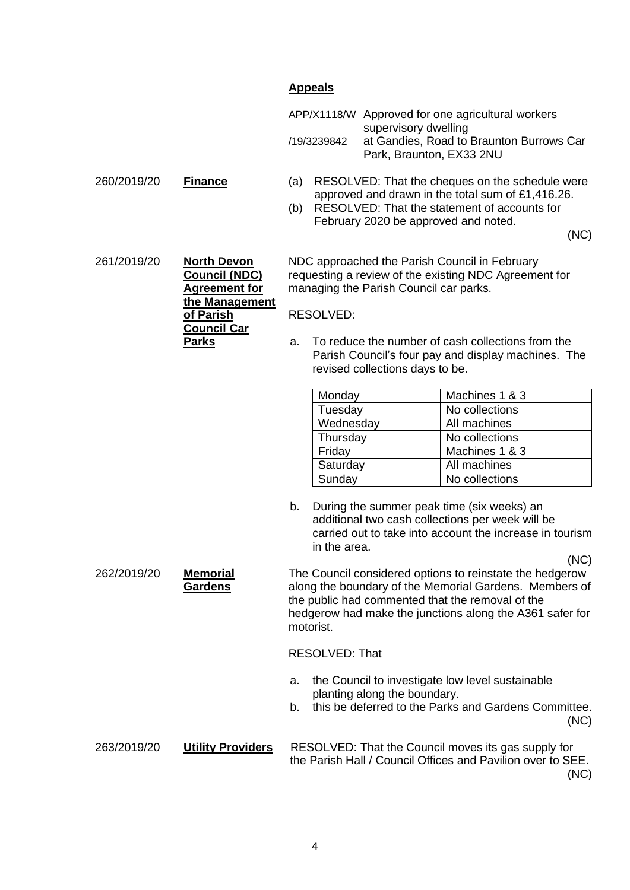**Appeals**

APP/X1118/W /19/3239842 Approved for one agricultural workers supervisory dwelling at Gandies, Road to Braunton Burrows Car Park, Braunton, EX33 2NU

260/2019/20 **Finance**

(a) RESOLVED: That the cheques on the schedule were approved and drawn in the total sum of £1,416.26.

(b) RESOLVED: That the statement of accounts for February 2020 be approved and noted.

(NC)

261/2019/20 **North Devon Council (NDC) Agreement for the Management of Parish Council Car Parks**

NDC approached the Parish Council in February requesting a review of the existing NDC Agreement for managing the Parish Council car parks.

RESOLVED:

a. To reduce the number of cash collections from the Parish Council's four pay and display machines. The revised collections days to be.

| Monday | Machines 1 & 3 |
|---|---|
| Tuesday | No collections |
| Wednesday | All machines |
| Thursday | No collections |
| Friday | Machines 1 & 3 |
| Saturday | All machines |
| Sunday | No collections |

b. During the summer peak time (six weeks) an additional two cash collections per week will be carried out to take into account the increase in tourism in the area.

(NC)

262/2019/20 **Memorial Gardens**

The Council considered options to reinstate the hedgerow along the boundary of the Memorial Gardens. Members of the public had commented that the removal of the hedgerow had make the junctions along the A361 safer for motorist.

RESOLVED: That

a. the Council to investigate low level sustainable planting along the boundary.

b. this be deferred to the Parks and Gardens Committee.

(NC)

263/2019/20 **Utility Providers**

RESOLVED: That the Council moves its gas supply for the Parish Hall / Council Offices and Pavilion over to SEE.

(NC)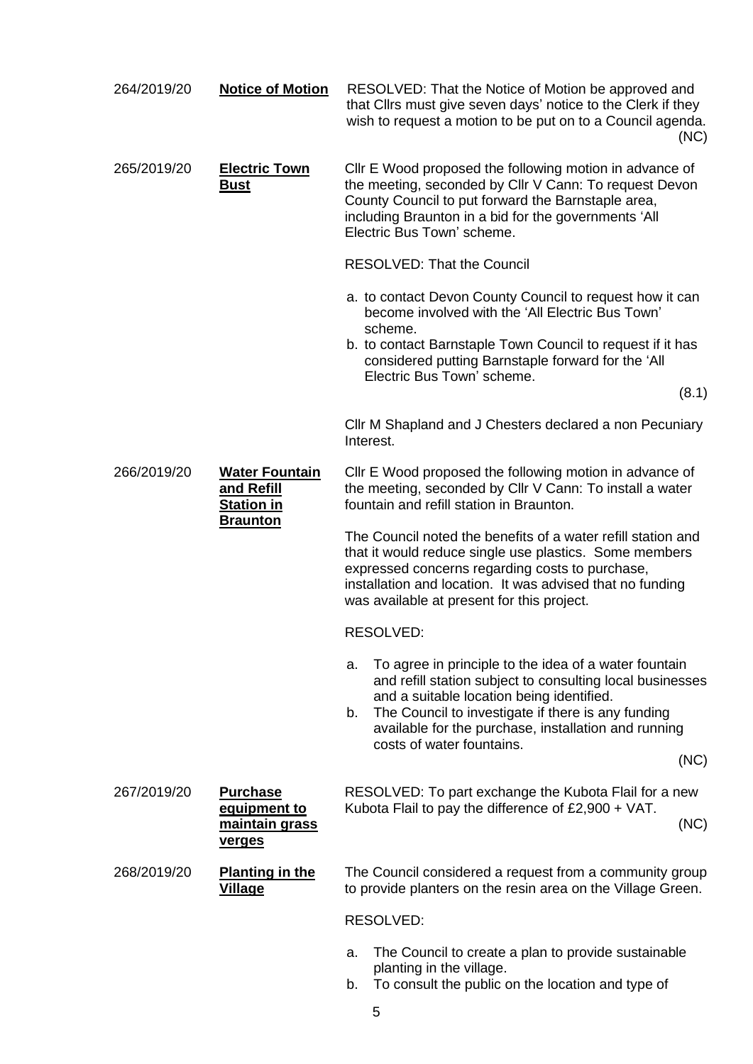264/2019/20 **Notice of Motion**

RESOLVED: That the Notice of Motion be approved and that Cllrs must give seven days' notice to the Clerk if they wish to request a motion to be put on to a Council agenda. (NC)

265/2019/20 **Electric Town Bust**

Cllr E Wood proposed the following motion in advance of the meeting, seconded by Cllr V Cann: To request Devon County Council to put forward the Barnstaple area, including Braunton in a bid for the governments 'All Electric Bus Town' scheme.

RESOLVED: That the Council

a. to contact Devon County Council to request how it can become involved with the 'All Electric Bus Town' scheme.
b. to contact Barnstaple Town Council to request if it has considered putting Barnstaple forward for the 'All Electric Bus Town' scheme.

(8.1)

Cllr M Shapland and J Chesters declared a non Pecuniary Interest.

266/2019/20 **Water Fountain and Refill Station in Braunton**

Cllr E Wood proposed the following motion in advance of the meeting, seconded by Cllr V Cann: To install a water fountain and refill station in Braunton.

The Council noted the benefits of a water refill station and that it would reduce single use plastics. Some members expressed concerns regarding costs to purchase, installation and location. It was advised that no funding was available at present for this project.

RESOLVED:

a. To agree in principle to the idea of a water fountain and refill station subject to consulting local businesses and a suitable location being identified.
b. The Council to investigate if there is any funding available for the purchase, installation and running costs of water fountains.

(NC)

267/2019/20 **Purchase equipment to maintain grass verges**

RESOLVED: To part exchange the Kubota Flail for a new Kubota Flail to pay the difference of £2,900 + VAT. (NC)

268/2019/20 **Planting in the Village**

The Council considered a request from a community group to provide planters on the resin area on the Village Green.

RESOLVED:

a. The Council to create a plan to provide sustainable planting in the village.
b. To consult the public on the location and type of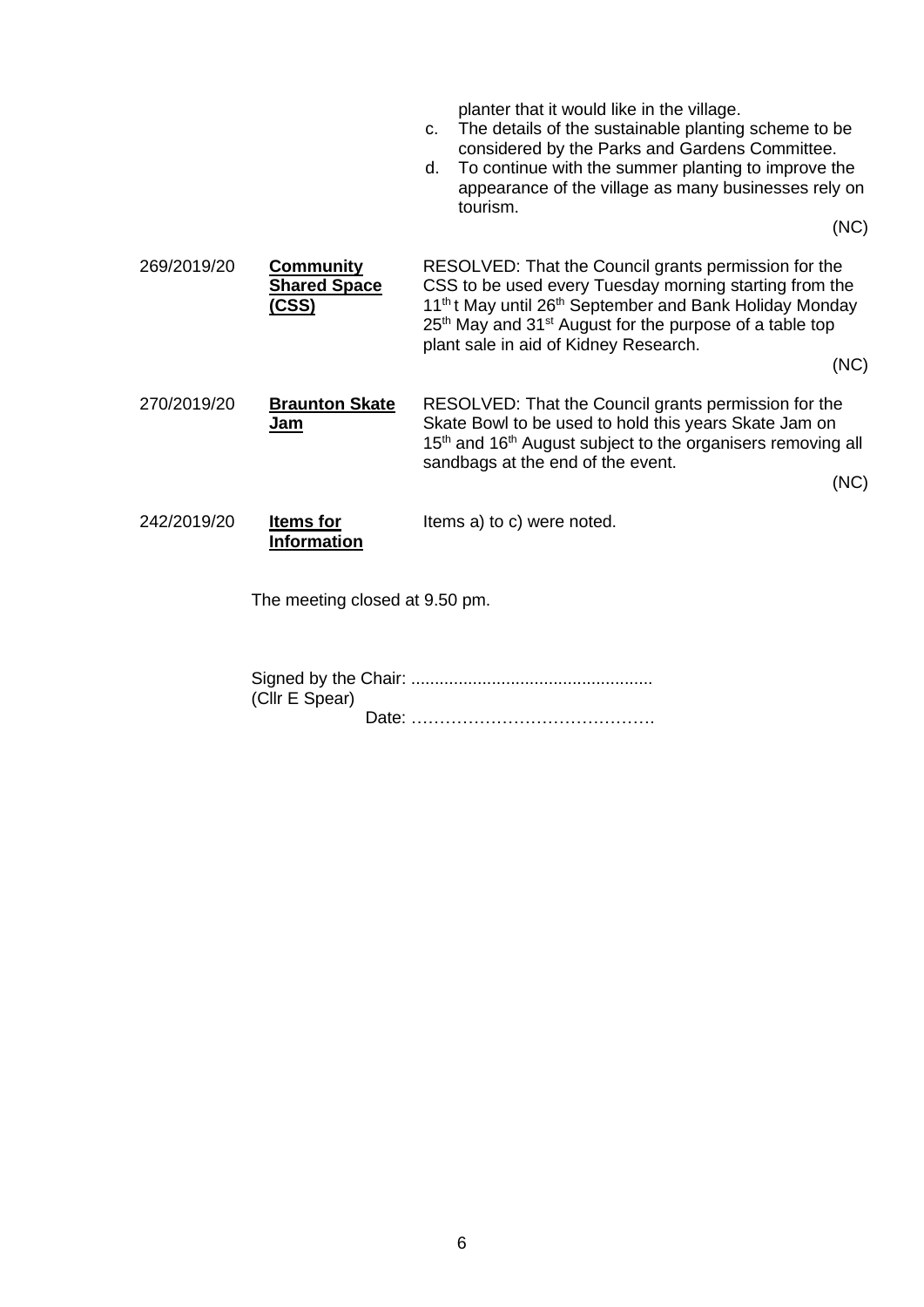planter that it would like in the village.

c. The details of the sustainable planting scheme to be considered by the Parks and Gardens Committee.
d. To continue with the summer planting to improve the appearance of the village as many businesses rely on tourism.

(NC)

| | | |
|---|---|---|
| 269/2019/20 | **Community Shared Space (CSS)** | RESOLVED: That the Council grants permission for the CSS to be used every Tuesday morning starting from the 11th t May until 26th September and Bank Holiday Monday 25th May and 31st August for the purpose of a table top plant sale in aid of Kidney Research. (NC) |
| 270/2019/20 | **Braunton Skate Jam** | RESOLVED: That the Council grants permission for the Skate Bowl to be used to hold this years Skate Jam on 15th and 16th August subject to the organisers removing all sandbags at the end of the event. (NC) |
| 242/2019/20 | **Items for Information** | Items a) to c) were noted. |

The meeting closed at 9.50 pm.

Signed by the Chair: ...................................................
(Cllr E Spear)

Date: …………………………………….